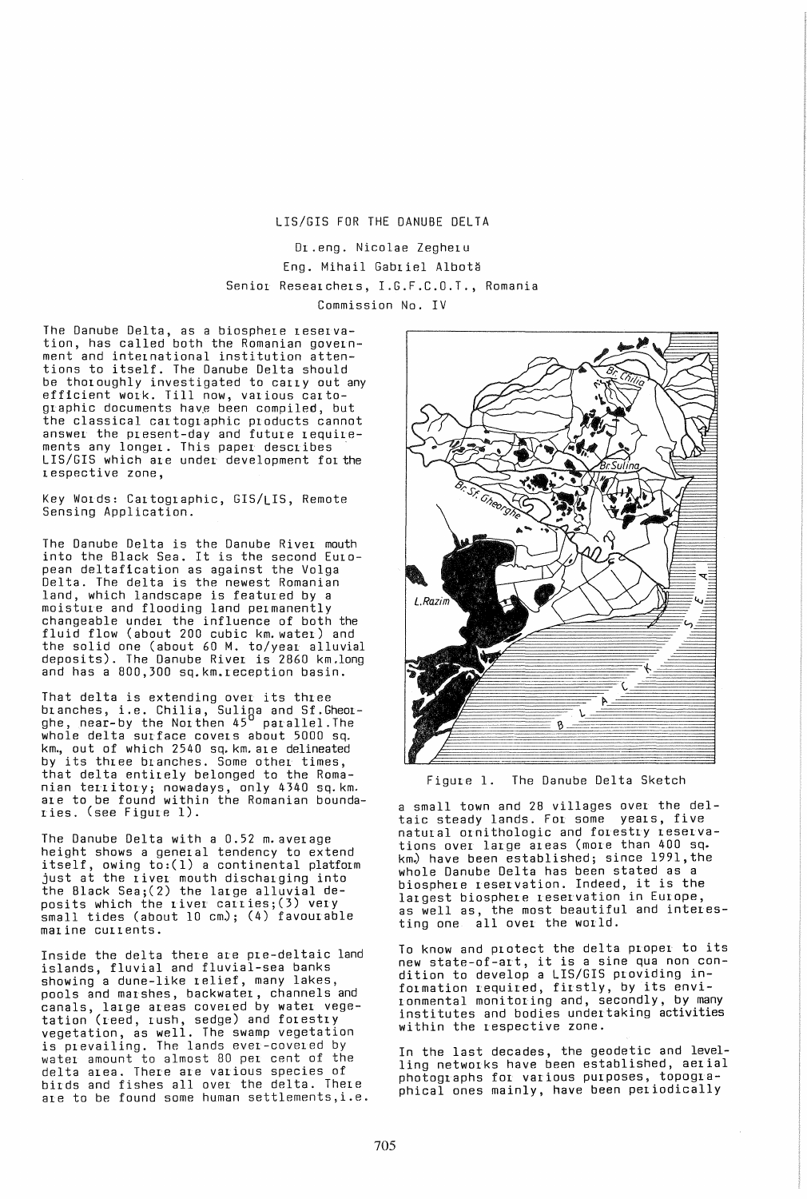# LIS/GIS FOR THE DANUBE DELTA

Dr.eng. Nicolae Zegheru

Eng. Mihail Gabriel Albotă

Senior Researchers, I.G.F.C.O.T., Romania

Commission No. IV

The Danube Delta, as a biosphere reservation, has called both the Romanian government and international institution attentions to itself. The Danube Delta should be thoroughly investigated to carry out any efficient work. Till now, various cartographic documents have been compiled, but the classical cartographic products cannot answer the present-day and future requirements any longer. This paper describes LIS/GIS which are under development for the respective zone,

Key Words: Cartographic, GIS/LIS, Remote Sensing Application.

The Danube Delta is the Danube River mouth into the Black Sea. It is the second European deltafication as against the Volga Delta. The delta is the newest Romanian land, which landscape is featured by a moisture and flooding land permanently changeable under the influence of both the fluid flow (about 200 cubic km. water) and the solid one (about 60 M. to/year alluvial deposits). The Danube River is 2860 km.long and has a 800,300 sq.km.reception basin.

That delta is extending over its three branches, i.e. Chilia, Sulina and Sf.Gheorghe, near-by the Northen 45° parallel.The whole delta surface covers about 5000 sq. km., out of which 2540 sq. km. are delineated by its three branches. Some other times, that delta entirely belonged to the Romanian territory; nowadays, only 4340 sq. km. are to be found within the Romanian boundaries. (see Figure 1).

The Danube Delta with a 0.52 m. average height shows a general tendency to extend itself, owing to:(1) a continental platform just at the river mouth discharging into the Black Sea;(2) the large alluvial deposits which the river carries;(3) very small tides (about 10 cm.); (4) favourable marine currents.

Inside the delta there are pre-deltaic land islands, fluvial and fluvial-sea banks showing a dune-like relief, many lakes, pools and marshes, backwater, channels and canals, large areas covered by water vegetation (reed, rush, sedge) and forestry vegetation, as well. The swamp vegetation is prevailing. The lands ever-covered by water amount to almost 80 per cent of the delta area. There are various species of birds and fishes all over the delta. There are to be found some human settlements,i.e. a small town and 28 villages over the deltaic steady lands. For some years, five natural ornithologic and forestry reservations over large areas (more than 400 sq. km.) have been established; since 1991,the whole Danube Delta has been stated as a biosphere reservation. Indeed, it is the largest biosphere reservation in Europe, as well as, the most beautiful and interesting one all over the world.

Figure 1. The Danube Delta Sketch

To know and protect the delta proper to its new state-of-art, it is a sine qua non condition to develop a LIS/GIS providing information required, firstly, by its environmental monitoring and, secondly, by many institutes and bodies undertaking activities within the respective zone.

In the last decades, the geodetic and levelling networks have been established, aerial photographs for various purposes, topographical ones mainly, have been periodically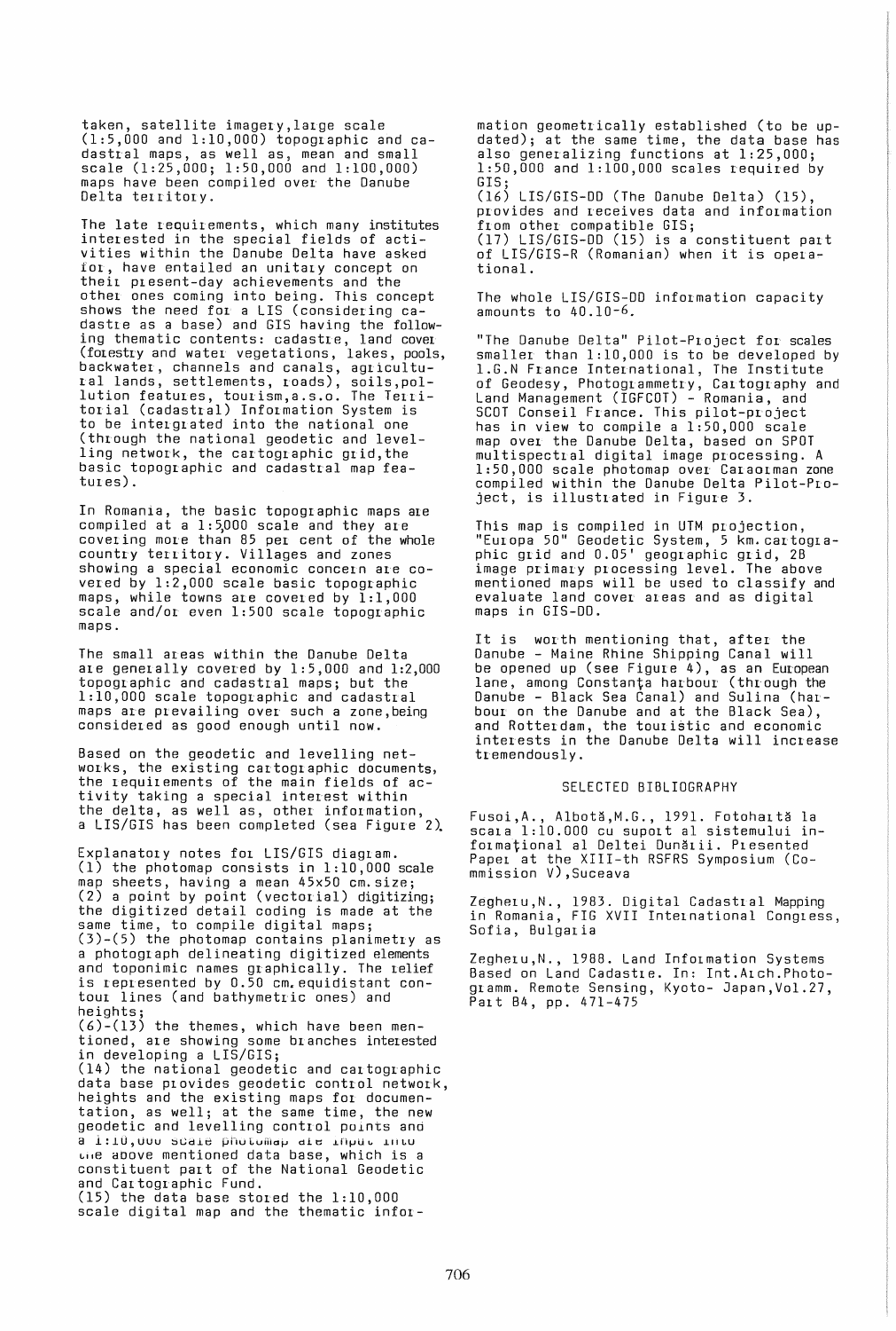taken, satellite imagery, large scale (1:5,000 and 1:10,000) topographic and cadastral maps, as well as, mean and small scale (1:25,000; 1:50,000 and 1:100,000) maps have been compiled over the Danube Delta territory.

The late requirements, which many institutes interested in the special fields of activities within the Danube Delta have asked for, have entailed an unitary concept on their present-day achievements and the other ones coming into being. This concept shows the need for a LIS (considering cadastre as a base) and GIS having the following thematic contents: cadastre, land cover (forestry and water vegetations, lakes, pools, backwater, channels and canals, agricultural lands, settlements, roads), soils, pollution features, tourism, a.s.o. The Territorial (cadastral) Information System is to be intergrated into the national one (through the national geodetic and levelling network, the cartographic grid, the basic topographic and cadastral map features).

In Romania, the basic topographic maps are compiled at a 1:5,000 scale and they are covering more than 85 per cent of the whole country territory. Villages and zones showing a special economic concern are covered by 1:2,000 scale basic topographic maps, while towns are covered by 1:1,000 scale and/or even 1:500 scale topographic maps.

The small areas within the Danube Delta are generally covered by 1:5,000 and 1:2,000 topographic and cadastral maps; but the 1:10,000 scale topographic and cadastral maps are prevailing over such a zone, being considered as good enough until now.

Based on the geodetic and levelling networks, the existing cartographic documents, the requirements of the main fields of activity taking a special interest within the delta, as well as, other information, a LIS/GIS has been completed (sea Figure 2).

Explanatory notes for LIS/GIS diagram.
(1) the photomap consists in 1:10,000 scale map sheets, having a mean 45x50 cm. size;
(2) a point by point (vectorial) digitizing; the digitized detail coding is made at the same time, to compile digital maps;
(3)-(5) the photomap contains planimetry as a photograph delineating digitized elements and toponimic names graphically. The relief is represented by 0.50 cm. equidistant contour lines (and bathymetric ones) and heights;
(6)-(13) the themes, which have been mentioned, are showing some branches interested in developing a LIS/GIS;
(14) the national geodetic and cartographic data base provides geodetic control network, heights and the existing maps for documentation, as well; at the same time, the new geodetic and levelling control points and a 1:10,000 scale photomap are input into the above mentioned data base, which is a constituent part of the National Geodetic and Cartographic Fund.
(15) the data base stored the 1:10,000 scale digital map and the thematic information geometrically established (to be updated); at the same time, the data base has also generalizing functions at 1:25,000; 1:50,000 and 1:100,000 scales required by GIS;
(16) LIS/GIS-DD (The Danube Delta) (15), provides and receives data and information from other compatible GIS;
(17) LIS/GIS-DD (15) is a constituent part of LIS/GIS-R (Romanian) when it is operational.

The whole LIS/GIS-DD information capacity amounts to $40.10^{-6}$.

"The Danube Delta" Pilot-Project for scales smaller than 1:10,000 is to be developed by I.G.N France International, The Institute of Geodesy, Photogrammetry, Cartography and Land Management (IGFCOT) - Romania, and SCOT Conseil France. This pilot-project has in view to compile a 1:50,000 scale map over the Danube Delta, based on SPOT multispectral digital image processing. A 1:50,000 scale photomap over Caraorman zone compiled within the Danube Delta Pilot-Project, is illustrated in Figure 3.

This map is compiled in UTM projection, "Europa 50" Geodetic System, 5 km. cartographic grid and 0.05' geographic grid, 2B image primary processing level. The above mentioned maps will be used to classify and evaluate land cover areas and as digital maps in GIS-DD.

It is worth mentioning that, after the Danube - Maine Rhine Shipping Canal will be opened up (see Figure 4), as an European lane, among Constanţa harbour (through the Danube - Black Sea Canal) and Sulina (harbour on the Danube and at the Black Sea), and Rotterdam, the touristic and economic interests in the Danube Delta will increase tremendously.

## SELECTED BIBLIOGRAPHY

Fusoi, A., Albotă, M.G., 1991. Fotohartă la scara 1:10.000 cu suport al sistemului informaţional al Deltei Dunării. Presented Paper at the XIII-th RSFRS Symposium (Commission V), Suceava

Zegheru, N., 1983. Digital Cadastral Mapping in Romania, FIG XVII International Congress, Sofia, Bulgaria

Zegheru, N., 1988. Land Information Systems Based on Land Cadastre. In: Int.Arch.Photogramm. Remote Sensing, Kyoto- Japan, Vol.27, Part B4, pp. 471-475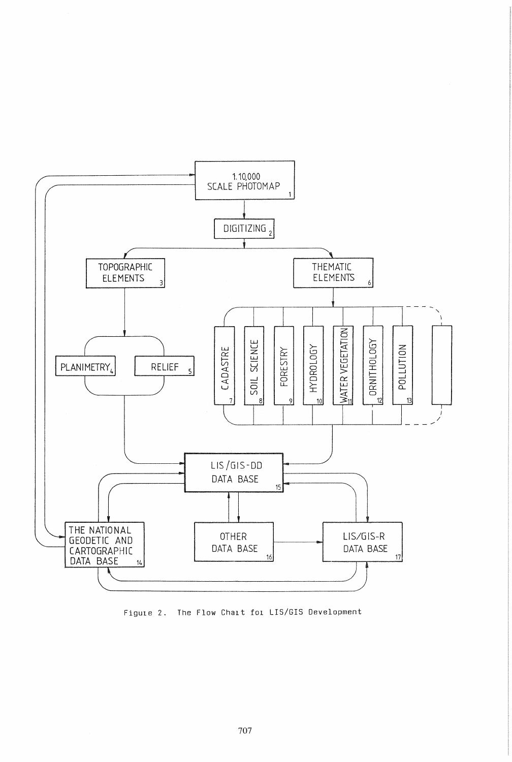1:10,000 SCALE PHOTOMAP 1

DIGITIZING 2

TOPOGRAPHIC ELEMENTS 3

THEMATIC ELEMENTS 6

PLANIMETRY 4

RELIEF 5

CADASTRE 7

SOIL SCIENCE 8

FORESTRY 9

HYDROLOGY 10

WATER VEGETATION 11

ORNITHOLOGY 12

POLLUTION 13

LIS/GIS-DD DATA BASE 15

THE NATIONAL GEODETIC AND CARTOGRAPHIC DATA BASE 14

OTHER DATA BASE 16

LIS/GIS-R DATA BASE 17

Figure 2. The Flow Chart for LIS/GIS Development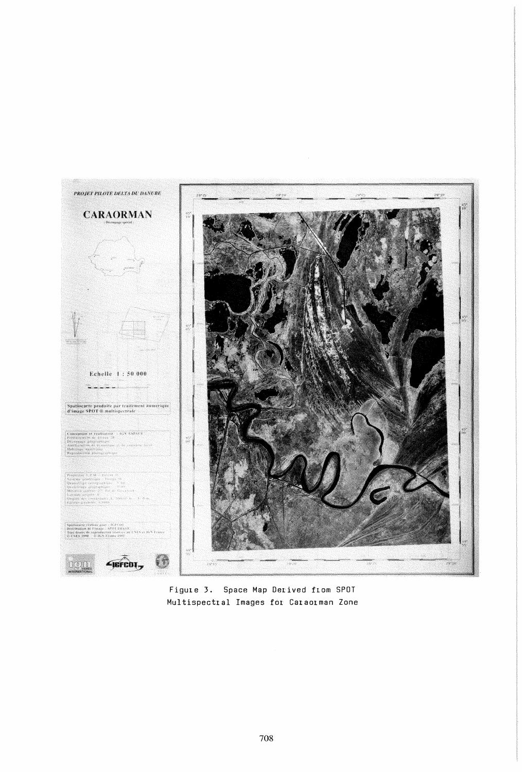Figure 3. Space Map Derived from SPOT Multispectral Images for Caraorman Zone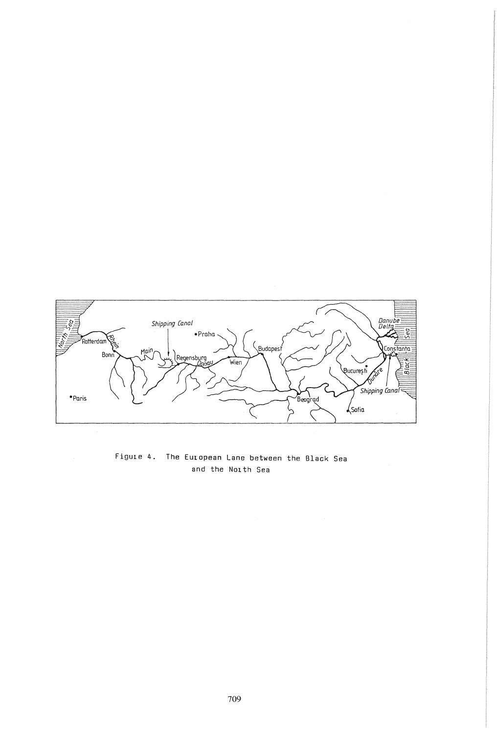North Sea

Rotterdam

Rhein

Bonn

Main

Shipping Canal

Praha

Regensburg

Donau

Wien

Budapest

Danube Delta

Sea

Constanta

Black

București

Dunăre

Shipping Canal

Beograd

Sofia

Paris

Figure 4. The European Lane between the Black Sea and the North Sea